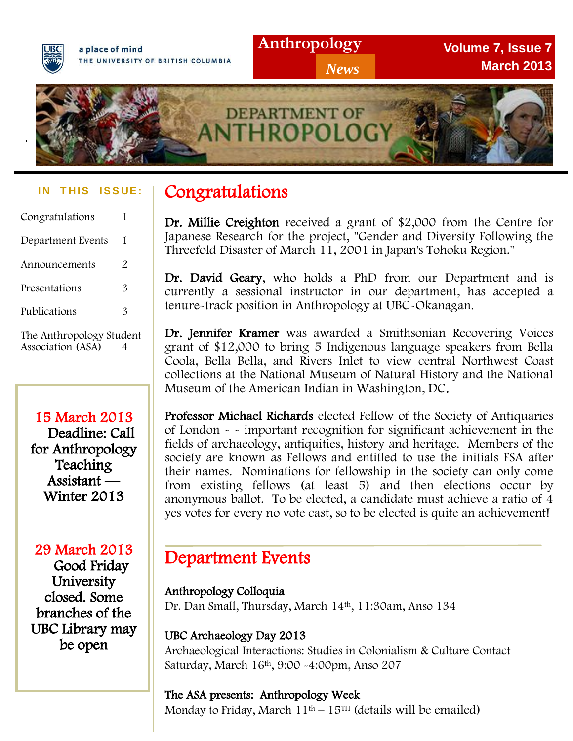a place of mind
THE UNIVERSITY OF BRITISH COLUMBIA

# Anthropology News

**Volume 7, Issue 7**
**March 2013**

DEPARTMENT OF ANTHROPOLOGY

**IN THIS ISSUE:**

| | |
|---|---|
| Congratulations | 1 |
| Department Events | 1 |
| Announcements | 2 |
| Presentations | 3 |
| Publications | 3 |
| The Anthropology Student Association (ASA) | 4 |

**15 March 2013**
Deadline: Call for Anthropology Teaching Assistant — Winter 2013

**29 March 2013**
Good Friday University closed. Some branches of the UBC Library may be open

## Congratulations

**Dr. Millie Creighton** received a grant of $2,000 from the Centre for Japanese Research for the project, "Gender and Diversity Following the Threefold Disaster of March 11, 2001 in Japan's Tohoku Region."

**Dr. David Geary**, who holds a PhD from our Department and is currently a sessional instructor in our department, has accepted a tenure-track position in Anthropology at UBC-Okanagan.

**Dr. Jennifer Kramer** was awarded a Smithsonian Recovering Voices grant of $12,000 to bring 5 Indigenous language speakers from Bella Coola, Bella Bella, and Rivers Inlet to view central Northwest Coast collections at the National Museum of Natural History and the National Museum of the American Indian in Washington, DC.

**Professor Michael Richards** elected Fellow of the Society of Antiquaries of London - - important recognition for significant achievement in the fields of archaeology, antiquities, history and heritage. Members of the society are known as Fellows and entitled to use the initials FSA after their names. Nominations for fellowship in the society can only come from existing fellows (at least 5) and then elections occur by anonymous ballot. To be elected, a candidate must achieve a ratio of 4 yes votes for every no vote cast, so to be elected is quite an achievement!

## Department Events

**Anthropology Colloquia**
Dr. Dan Small, Thursday, March 14th, 11:30am, Anso 134

**UBC Archaeology Day 2013**
Archaeological Interactions: Studies in Colonialism & Culture Contact
Saturday, March 16th, 9:00 -4:00pm, Anso 207

**The ASA presents: Anthropology Week**
Monday to Friday, March 11th – 15TH (details will be emailed)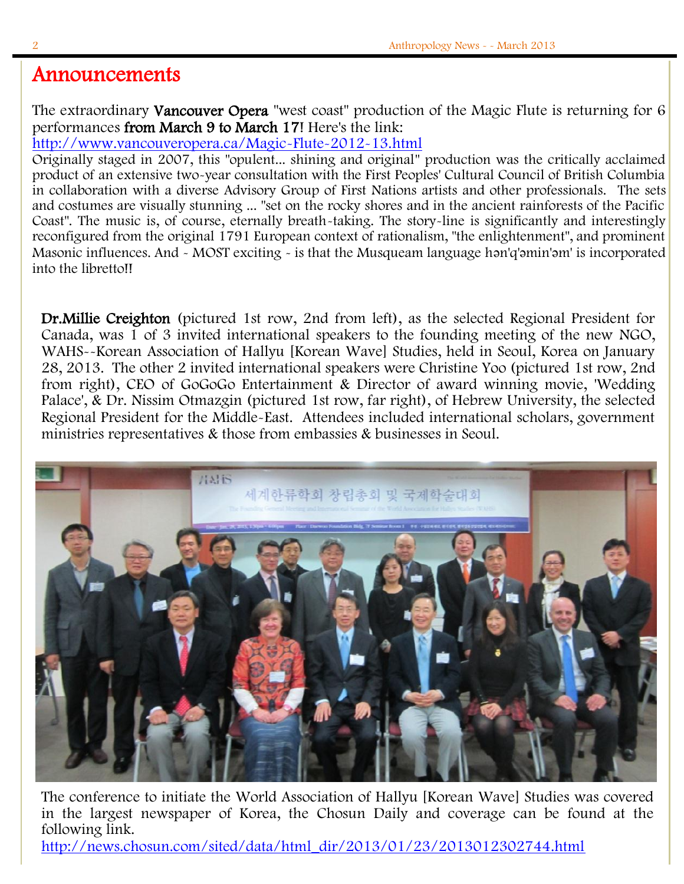# Announcements

The extraordinary **Vancouver Opera** "west coast" production of the Magic Flute is returning for 6 performances **from March 9 to March 17!** Here's the link:
http://www.vancouveropera.ca/Magic-Flute-2012-13.html
Originally staged in 2007, this "opulent... shining and original" production was the critically acclaimed product of an extensive two-year consultation with the First Peoples' Cultural Council of British Columbia in collaboration with a diverse Advisory Group of First Nations artists and other professionals. The sets and costumes are visually stunning ... "set on the rocky shores and in the ancient rainforests of the Pacific Coast". The music is, of course, eternally breath-taking. The story-line is significantly and interestingly reconfigured from the original 1791 European context of rationalism, "the enlightenment", and prominent Masonic influences. And - MOST exciting - is that the Musqueam language hən'q'əmin'əm' is incorporated into the libretto!!

**Dr.Millie Creighton** (pictured 1st row, 2nd from left), as the selected Regional President for Canada, was 1 of 3 invited international speakers to the founding meeting of the new NGO, WAHS--Korean Association of Hallyu [Korean Wave] Studies, held in Seoul, Korea on January 28, 2013. The other 2 invited international speakers were Christine Yoo (pictured 1st row, 2nd from right), CEO of GoGoGo Entertainment & Director of award winning movie, 'Wedding Palace', & Dr. Nissim Otmazgin (pictured 1st row, far right), of Hebrew University, the selected Regional President for the Middle-East. Attendees included international scholars, government ministries representatives & those from embassies & businesses in Seoul.

The conference to initiate the World Association of Hallyu [Korean Wave] Studies was covered in the largest newspaper of Korea, the Chosun Daily and coverage can be found at the following link.
http://news.chosun.com/sited/data/html_dir/2013/01/23/2013012302744.html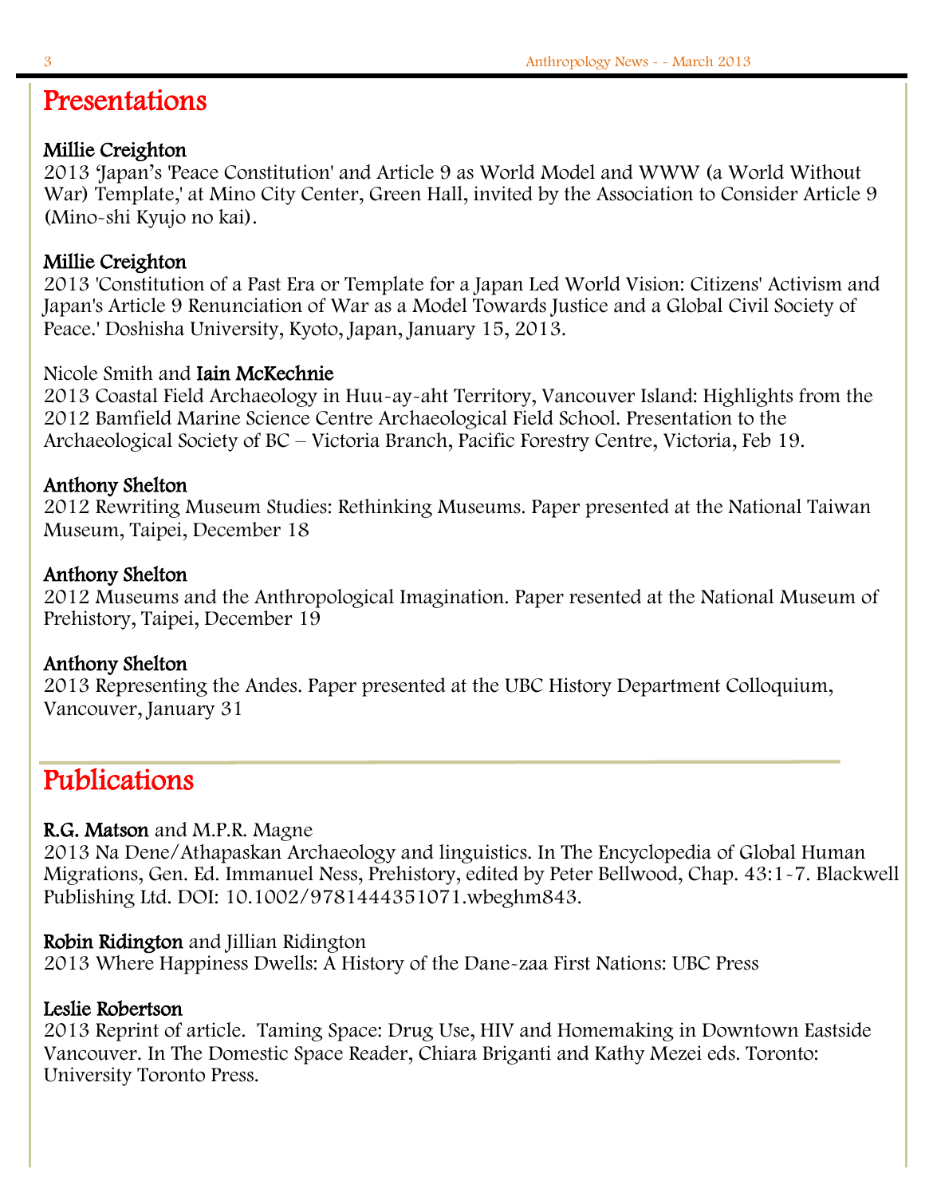# Presentations

**Millie Creighton**
2013 'Japan's 'Peace Constitution' and Article 9 as World Model and WWW (a World Without War) Template,' at Mino City Center, Green Hall, invited by the Association to Consider Article 9 (Mino-shi Kyujo no kai).

**Millie Creighton**
2013 'Constitution of a Past Era or Template for a Japan Led World Vision: Citizens' Activism and Japan's Article 9 Renunciation of War as a Model Towards Justice and a Global Civil Society of Peace.' Doshisha University, Kyoto, Japan, January 15, 2013.

Nicole Smith and **Iain McKechnie**
2013 Coastal Field Archaeology in Huu-ay-aht Territory, Vancouver Island: Highlights from the 2012 Bamfield Marine Science Centre Archaeological Field School. Presentation to the Archaeological Society of BC – Victoria Branch, Pacific Forestry Centre, Victoria, Feb 19.

**Anthony Shelton**
2012 Rewriting Museum Studies: Rethinking Museums. Paper presented at the National Taiwan Museum, Taipei, December 18

**Anthony Shelton**
2012 Museums and the Anthropological Imagination. Paper resented at the National Museum of Prehistory, Taipei, December 19

**Anthony Shelton**
2013 Representing the Andes. Paper presented at the UBC History Department Colloquium, Vancouver, January 31

# Publications

**R.G. Matson** and M.P.R. Magne
2013 Na Dene/Athapaskan Archaeology and linguistics. In The Encyclopedia of Global Human Migrations, Gen. Ed. Immanuel Ness, Prehistory, edited by Peter Bellwood, Chap. 43:1-7. Blackwell Publishing Ltd. DOI: 10.1002/9781444351071.wbeghm843.

**Robin Ridington** and Jillian Ridington
2013 Where Happiness Dwells: A History of the Dane-zaa First Nations: UBC Press

**Leslie Robertson**
2013 Reprint of article. Taming Space: Drug Use, HIV and Homemaking in Downtown Eastside Vancouver. In The Domestic Space Reader, Chiara Briganti and Kathy Mezei eds. Toronto: University Toronto Press.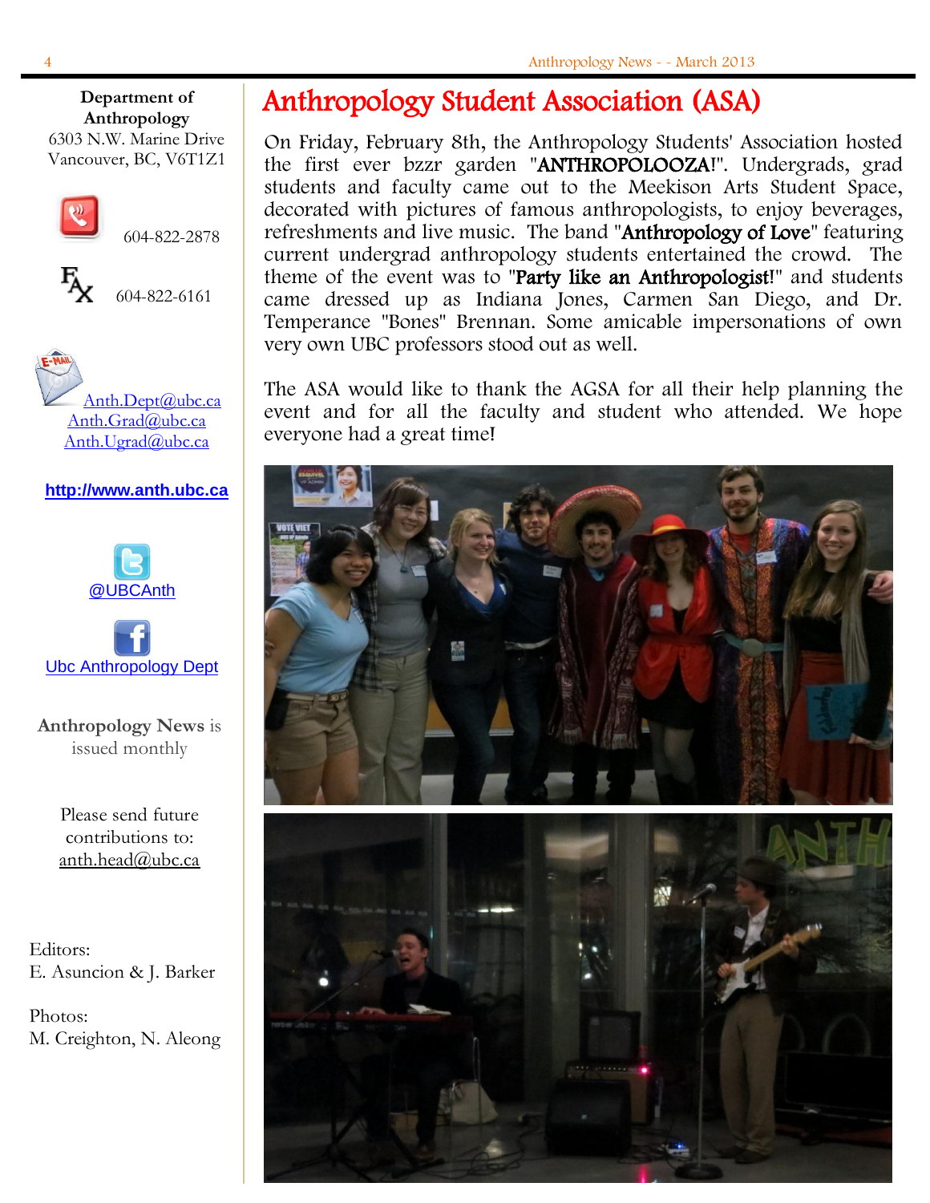# Anthropology Student Association (ASA)

On Friday, February 8th, the Anthropology Students' Association hosted the first ever bzzr garden "**ANTHROPOLOOZA!**". Undergrads, grad students and faculty came out to the Meekison Arts Student Space, decorated with pictures of famous anthropologists, to enjoy beverages, refreshments and live music. The band "**Anthropology of Love**" featuring current undergrad anthropology students entertained the crowd. The theme of the event was to "**Party like an Anthropologist!**" and students came dressed up as Indiana Jones, Carmen San Diego, and Dr. Temperance "Bones" Brennan. Some amicable impersonations of own very own UBC professors stood out as well.

The ASA would like to thank the AGSA for all their help planning the event and for all the faculty and student who attended. We hope everyone had a great time!

**Department of Anthropology**
6303 N.W. Marine Drive
Vancouver, BC, V6T1Z1

604-822-2878

604-822-6161

Anth.Dept@ubc.ca
Anth.Grad@ubc.ca
Anth.Ugrad@ubc.ca

http://www.anth.ubc.ca

@UBCAnth

Ubc Anthropology Dept

**Anthropology News** is issued monthly

Please send future contributions to:
anth.head@ubc.ca

Editors:
E. Asuncion & J. Barker

Photos:
M. Creighton, N. Aleong